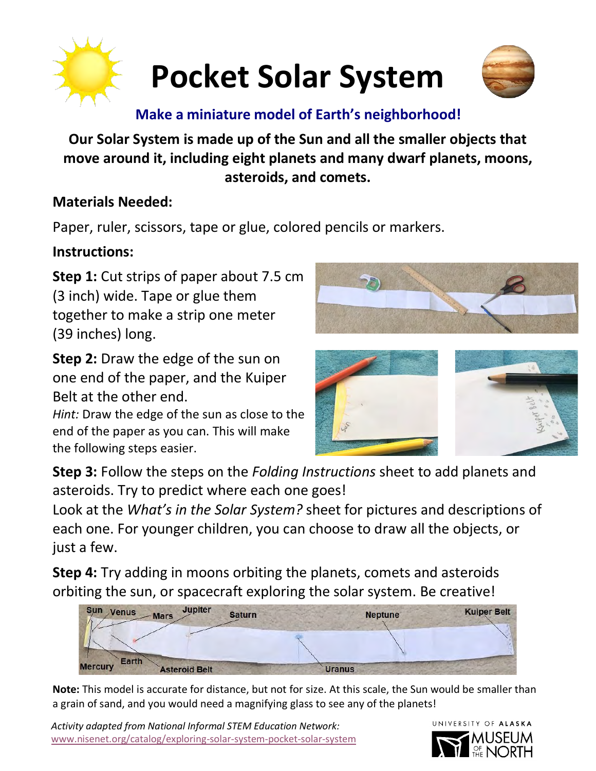# Pocket Solar System

**Make a miniature model of Earth's neighborhood!**

**Our Solar System is made up of the Sun and all the smaller objects that move around it, including eight planets and many dwarf planets, moons, asteroids, and comets.**

## Materials Needed:

Paper, ruler, scissors, tape or glue, colored pencils or markers.

## Instructions:

**Step 1:** Cut strips of paper about 7.5 cm (3 inch) wide. Tape or glue them together to make a strip one meter (39 inches) long.

**Step 2:** Draw the edge of the sun on one end of the paper, and the Kuiper Belt at the other end.
*Hint:* Draw the edge of the sun as close to the end of the paper as you can. This will make the following steps easier.

**Step 3:** Follow the steps on the *Folding Instructions* sheet to add planets and asteroids. Try to predict where each one goes!
Look at the *What's in the Solar System?* sheet for pictures and descriptions of each one. For younger children, you can choose to draw all the objects, or just a few.

**Step 4:** Try adding in moons orbiting the planets, comets and asteroids orbiting the sun, or spacecraft exploring the solar system. Be creative!

Sun, Venus, Mars, Jupiter, Saturn, Neptune, Kuiper Belt, Mercury, Earth, Asteroid Belt, Uranus

**Note:** This model is accurate for distance, but not for size. At this scale, the Sun would be smaller than a grain of sand, and you would need a magnifying glass to see any of the planets!

*Activity adapted from National Informal STEM Education Network:*
www.nisenet.org/catalog/exploring-solar-system-pocket-solar-system

UNIVERSITY OF ALASKA MUSEUM OF THE NORTH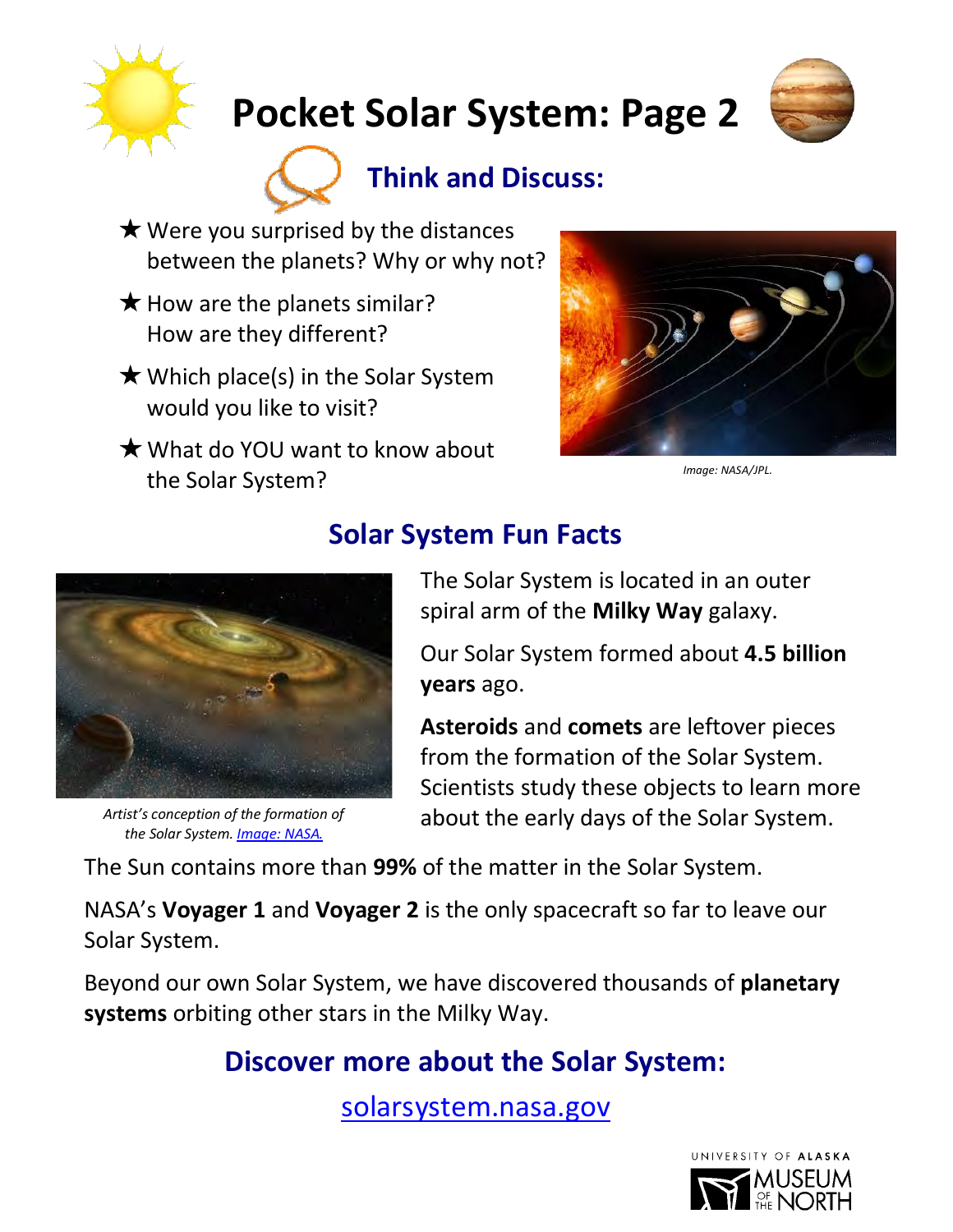# Pocket Solar System: Page 2

## Think and Discuss:

★ Were you surprised by the distances between the planets? Why or why not?

★ How are the planets similar? How are they different?

★ Which place(s) in the Solar System would you like to visit?

★ What do YOU want to know about the Solar System?

*Image: NASA/JPL.*

## Solar System Fun Facts

*Artist's conception of the formation of the Solar System. [Image: NASA.]*

The Solar System is located in an outer spiral arm of the **Milky Way** galaxy.

Our Solar System formed about **4.5 billion years** ago.

**Asteroids** and **comets** are leftover pieces from the formation of the Solar System. Scientists study these objects to learn more about the early days of the Solar System.

The Sun contains more than **99%** of the matter in the Solar System.

NASA's **Voyager 1** and **Voyager 2** is the only spacecraft so far to leave our Solar System.

Beyond our own Solar System, we have discovered thousands of **planetary systems** orbiting other stars in the Milky Way.

## Discover more about the Solar System:

solarsystem.nasa.gov

UNIVERSITY OF ALASKA MUSEUM OF THE NORTH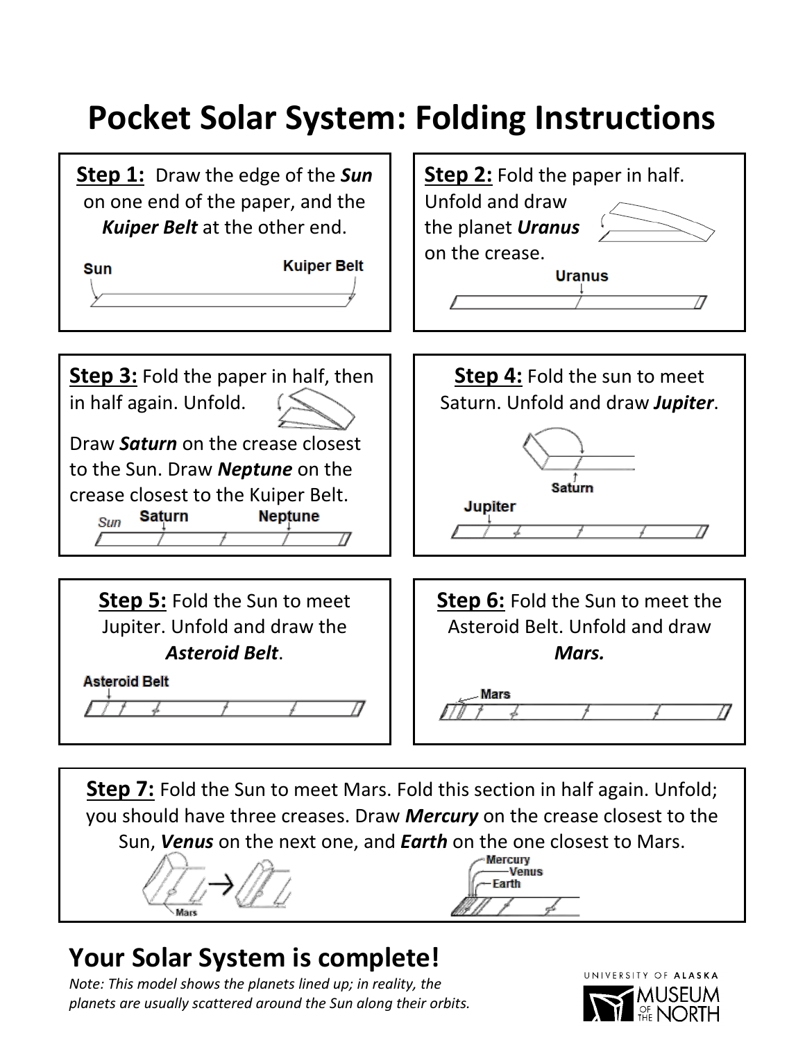# Pocket Solar System: Folding Instructions

**Step 1:** Draw the edge of the ***Sun*** on one end of the paper, and the ***Kuiper Belt*** at the other end.

Sun

Kuiper Belt

**Step 2:** Fold the paper in half. Unfold and draw the planet ***Uranus*** on the crease.

Uranus

**Step 3:** Fold the paper in half, then in half again. Unfold.

Draw ***Saturn*** on the crease closest to the Sun. Draw ***Neptune*** on the crease closest to the Kuiper Belt.

Sun Saturn Neptune

**Step 4:** Fold the sun to meet Saturn. Unfold and draw ***Jupiter***.

Saturn

Jupiter

**Step 5:** Fold the Sun to meet Jupiter. Unfold and draw the ***Asteroid Belt***.

Asteroid Belt

**Step 6:** Fold the Sun to meet the Asteroid Belt. Unfold and draw ***Mars.***

Mars

**Step 7:** Fold the Sun to meet Mars. Fold this section in half again. Unfold; you should have three creases. Draw ***Mercury*** on the crease closest to the Sun, ***Venus*** on the next one, and ***Earth*** on the one closest to Mars.

Mars

Mercury
Venus
Earth

## Your Solar System is complete!

*Note: This model shows the planets lined up; in reality, the planets are usually scattered around the Sun along their orbits.*

UNIVERSITY OF ALASKA MUSEUM OF THE NORTH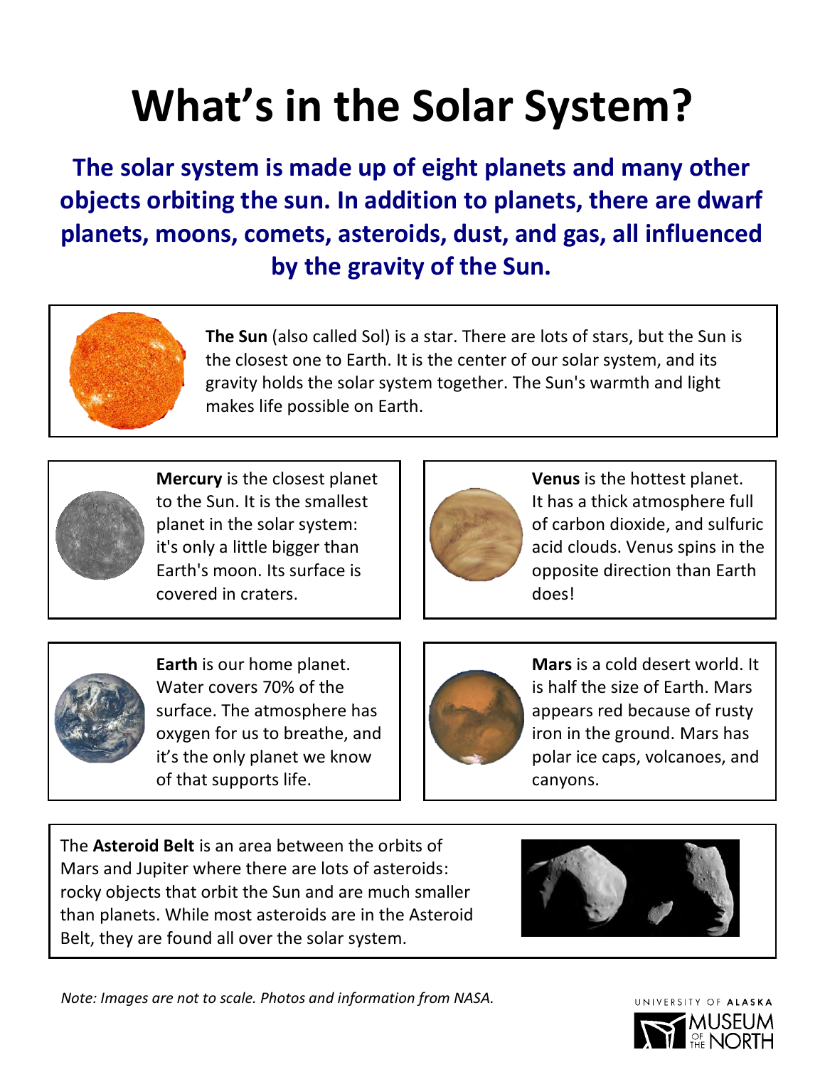# What's in the Solar System?

**The solar system is made up of eight planets and many other objects orbiting the sun. In addition to planets, there are dwarf planets, moons, comets, asteroids, dust, and gas, all influenced by the gravity of the Sun.**

**The Sun** (also called Sol) is a star. There are lots of stars, but the Sun is the closest one to Earth. It is the center of our solar system, and its gravity holds the solar system together. The Sun's warmth and light makes life possible on Earth.

**Mercury** is the closest planet to the Sun. It is the smallest planet in the solar system: it's only a little bigger than Earth's moon. Its surface is covered in craters.

**Venus** is the hottest planet. It has a thick atmosphere full of carbon dioxide, and sulfuric acid clouds. Venus spins in the opposite direction than Earth does!

**Earth** is our home planet. Water covers 70% of the surface. The atmosphere has oxygen for us to breathe, and it's the only planet we know of that supports life.

**Mars** is a cold desert world. It is half the size of Earth. Mars appears red because of rusty iron in the ground. Mars has polar ice caps, volcanoes, and canyons.

The **Asteroid Belt** is an area between the orbits of Mars and Jupiter where there are lots of asteroids: rocky objects that orbit the Sun and are much smaller than planets. While most asteroids are in the Asteroid Belt, they are found all over the solar system.

*Note: Images are not to scale. Photos and information from NASA.*

UNIVERSITY OF ALASKA MUSEUM OF THE NORTH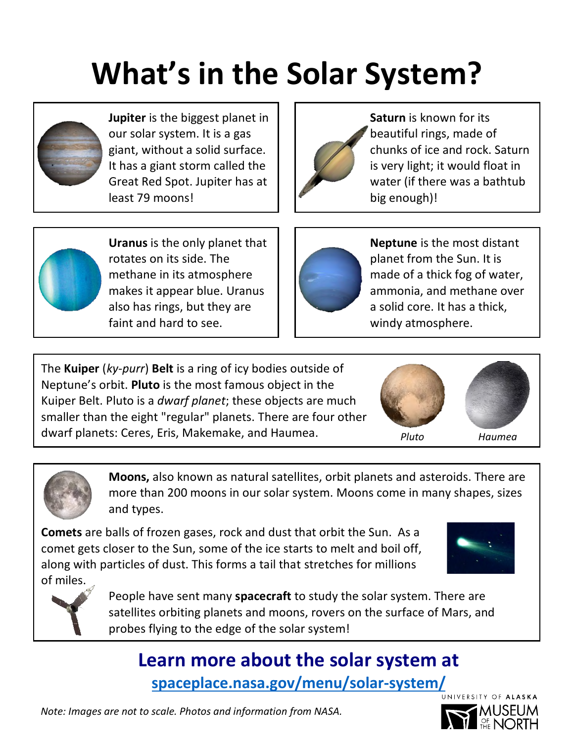# What's in the Solar System?

**Jupiter** is the biggest planet in our solar system. It is a gas giant, without a solid surface. It has a giant storm called the Great Red Spot. Jupiter has at least 79 moons!

**Saturn** is known for its beautiful rings, made of chunks of ice and rock. Saturn is very light; it would float in water (if there was a bathtub big enough)!

**Uranus** is the only planet that rotates on its side. The methane in its atmosphere makes it appear blue. Uranus also has rings, but they are faint and hard to see.

**Neptune** is the most distant planet from the Sun. It is made of a thick fog of water, ammonia, and methane over a solid core. It has a thick, windy atmosphere.

The **Kuiper** (*ky-purr*) **Belt** is a ring of icy bodies outside of Neptune's orbit. **Pluto** is the most famous object in the Kuiper Belt. Pluto is a *dwarf planet*; these objects are much smaller than the eight "regular" planets. There are four other dwarf planets: Ceres, Eris, Makemake, and Haumea.

*Pluto*

*Haumea*

**Moons,** also known as natural satellites, orbit planets and asteroids. There are more than 200 moons in our solar system. Moons come in many shapes, sizes and types.

**Comets** are balls of frozen gases, rock and dust that orbit the Sun. As a comet gets closer to the Sun, some of the ice starts to melt and boil off, along with particles of dust. This forms a tail that stretches for millions of miles.

People have sent many **spacecraft** to study the solar system. There are satellites orbiting planets and moons, rovers on the surface of Mars, and probes flying to the edge of the solar system!

## Learn more about the solar system at

[spaceplace.nasa.gov/menu/solar-system/](spaceplace.nasa.gov/menu/solar-system/)

*Note: Images are not to scale. Photos and information from NASA.*

UNIVERSITY OF ALASKA MUSEUM OF THE NORTH